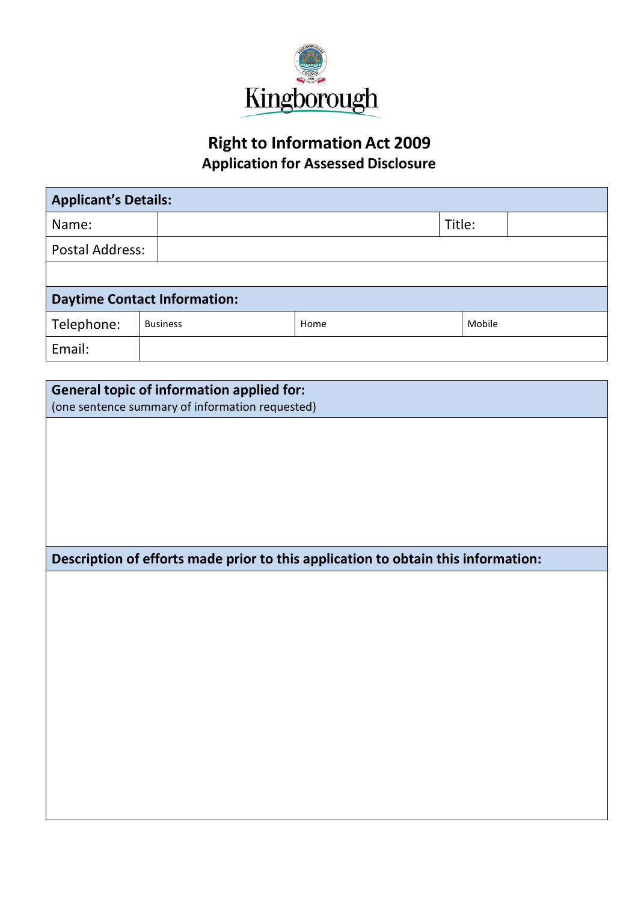Kingborough

# Right to Information Act 2009

## Application for Assessed Disclosure

| **Applicant's Details:** | | | |
|---|---|---|---|
| Name: | | Title: | |
| Postal Address: | | | |
| | | | |

| **Daytime Contact Information:** | | | |
|---|---|---|---|
| Telephone: | Business | Home | Mobile |
| Email: | | | |

| **General topic of information applied for:** (one sentence summary of information requested) |
|---|
| |

| **Description of efforts made prior to this application to obtain this information:** |
|---|
| |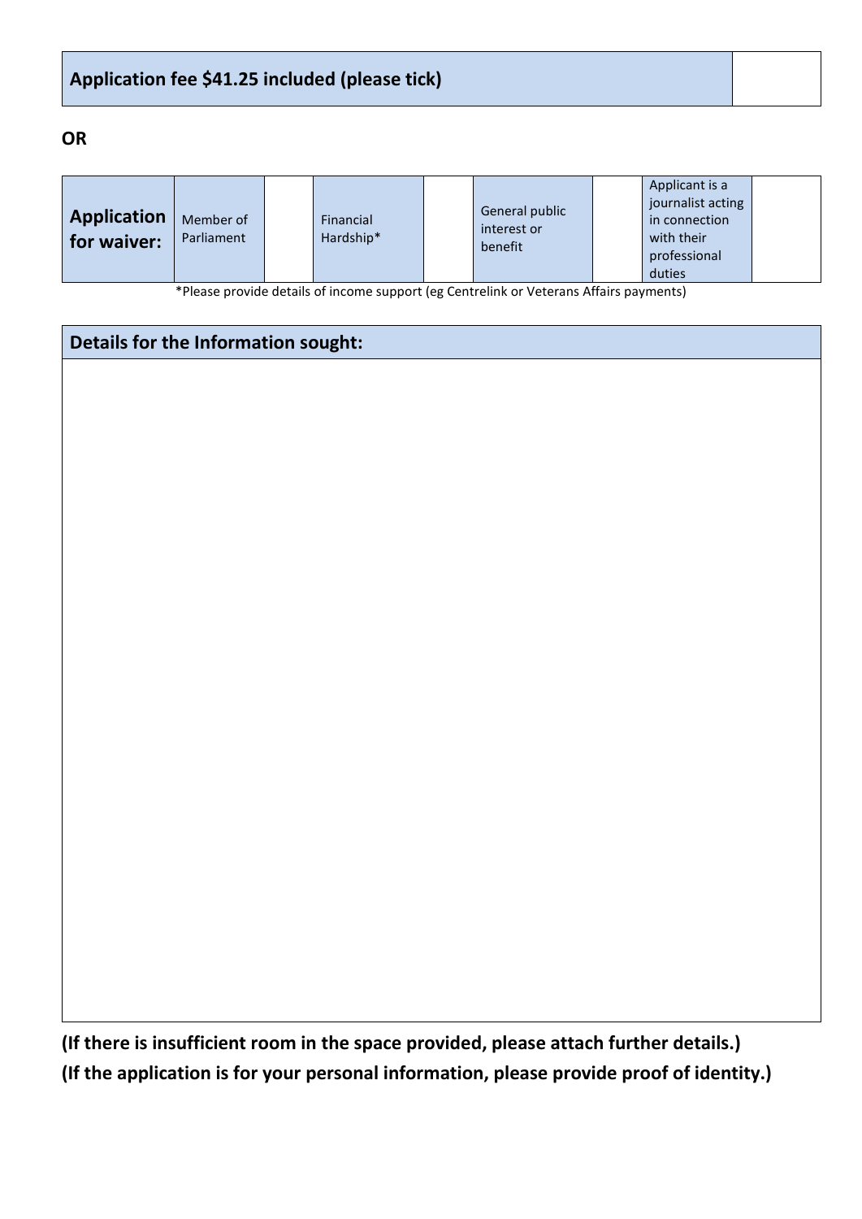| Application fee $41.25 included (please tick) | |
|---|---|

**OR**

| Application for waiver: | Member of Parliament | | Financial Hardship* | | General public interest or benefit | | Applicant is a journalist acting in connection with their professional duties | |
|---|---|---|---|---|---|---|---|---|

*Please provide details of income support (eg Centrelink or Veterans Affairs payments)

| Details for the Information sought: |
|---|
| |

**(If there is insufficient room in the space provided, please attach further details.)**

**(If the application is for your personal information, please provide proof of identity.)**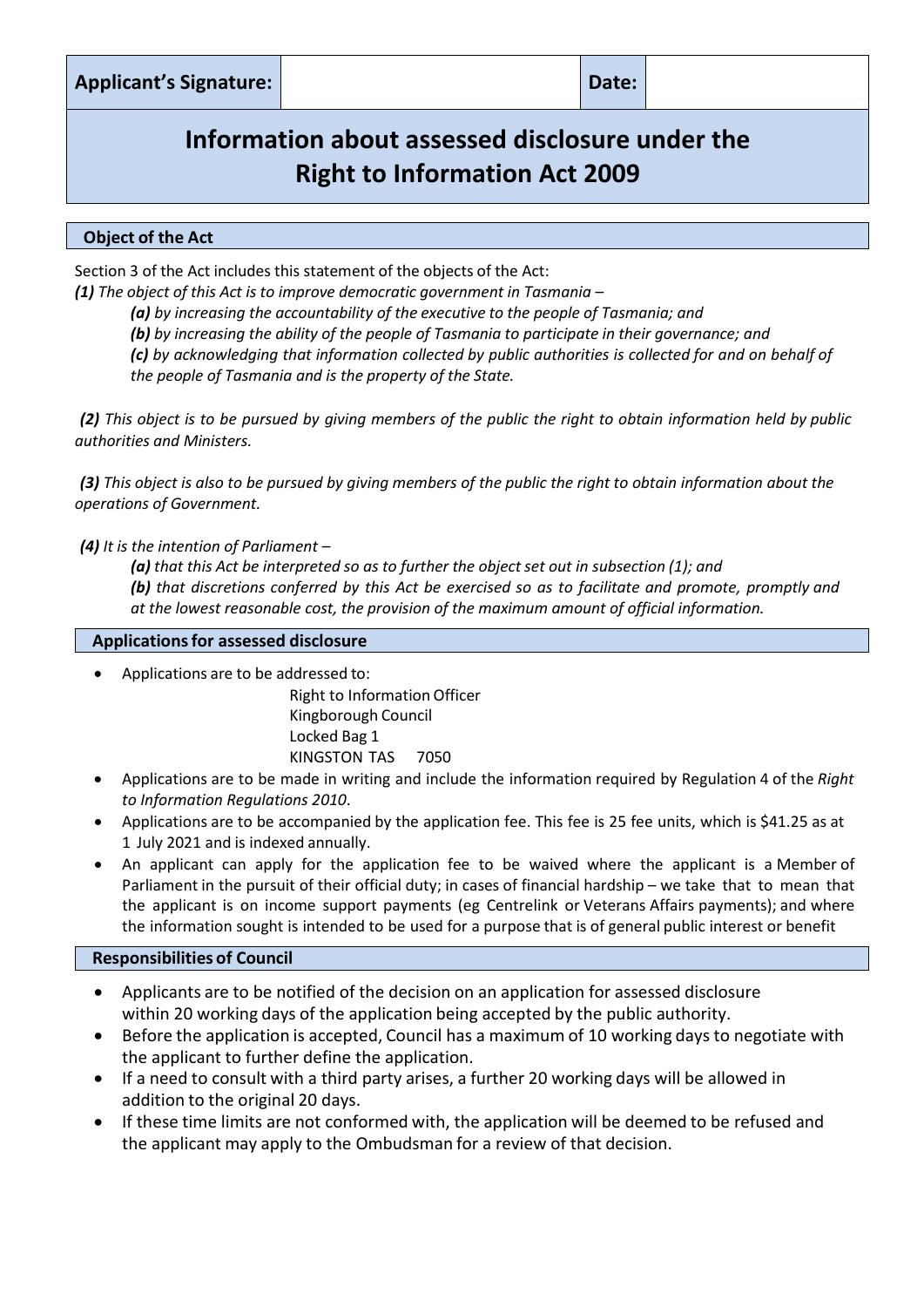| Applicant's Signature: | | Date: | |
|---|---|---|---|

# Information about assessed disclosure under the Right to Information Act 2009

## Object of the Act

Section 3 of the Act includes this statement of the objects of the Act:

***(1)*** *The object of this Act is to improve democratic government in Tasmania –*

> ***(a)*** *by increasing the accountability of the executive to the people of Tasmania; and*
>
> ***(b)*** *by increasing the ability of the people of Tasmania to participate in their governance; and*
>
> ***(c)*** *by acknowledging that information collected by public authorities is collected for and on behalf of the people of Tasmania and is the property of the State.*

***(2)*** *This object is to be pursued by giving members of the public the right to obtain information held by public authorities and Ministers.*

***(3)*** *This object is also to be pursued by giving members of the public the right to obtain information about the operations of Government.*

***(4)*** *It is the intention of Parliament –*

> ***(a)*** *that this Act be interpreted so as to further the object set out in subsection (1); and*
>
> ***(b)*** *that discretions conferred by this Act be exercised so as to facilitate and promote, promptly and at the lowest reasonable cost, the provision of the maximum amount of official information.*

## Applications for assessed disclosure

- Applications are to be addressed to:

  Right to Information Officer  
  Kingborough Council  
  Locked Bag 1  
  KINGSTON TAS 7050
- Applications are to be made in writing and include the information required by Regulation 4 of the *Right to Information Regulations 2010*.
- Applications are to be accompanied by the application fee. This fee is 25 fee units, which is $41.25 as at 1 July 2021 and is indexed annually.
- An applicant can apply for the application fee to be waived where the applicant is a Member of Parliament in the pursuit of their official duty; in cases of financial hardship – we take that to mean that the applicant is on income support payments (eg Centrelink or Veterans Affairs payments); and where the information sought is intended to be used for a purpose that is of general public interest or benefit

## Responsibilities of Council

- Applicants are to be notified of the decision on an application for assessed disclosure within 20 working days of the application being accepted by the public authority.
- Before the application is accepted, Council has a maximum of 10 working days to negotiate with the applicant to further define the application.
- If a need to consult with a third party arises, a further 20 working days will be allowed in addition to the original 20 days.
- If these time limits are not conformed with, the application will be deemed to be refused and the applicant may apply to the Ombudsman for a review of that decision.